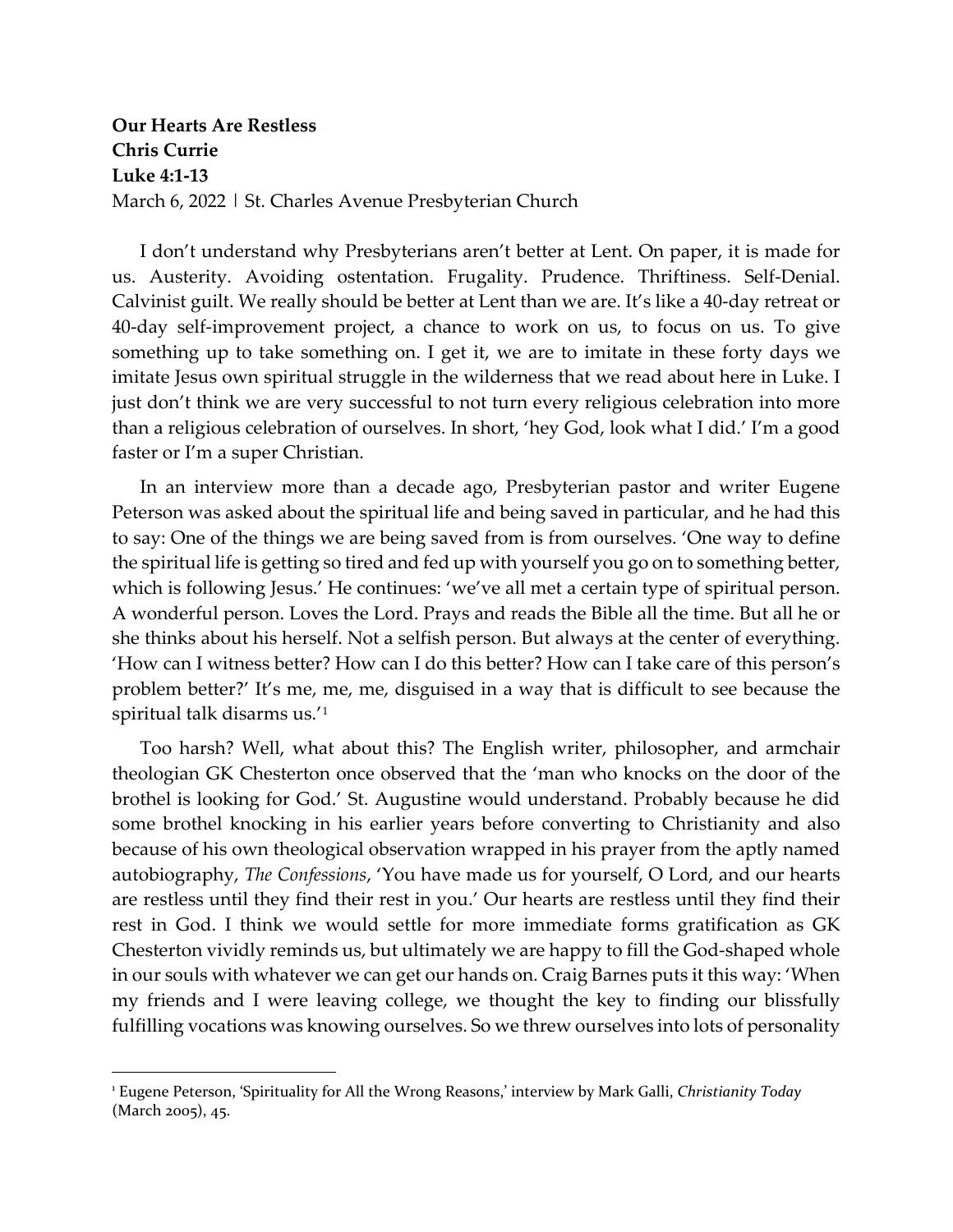**Our Hearts Are Restless**
**Chris Currie**
**Luke 4:1-13**
March 6, 2022 | St. Charles Avenue Presbyterian Church

I don't understand why Presbyterians aren't better at Lent. On paper, it is made for us. Austerity. Avoiding ostentation. Frugality. Prudence. Thriftiness. Self-Denial. Calvinist guilt. We really should be better at Lent than we are. It's like a 40-day retreat or 40-day self-improvement project, a chance to work on us, to focus on us. To give something up to take something on. I get it, we are to imitate in these forty days we imitate Jesus own spiritual struggle in the wilderness that we read about here in Luke. I just don't think we are very successful to not turn every religious celebration into more than a religious celebration of ourselves. In short, 'hey God, look what I did.' I'm a good faster or I'm a super Christian.

In an interview more than a decade ago, Presbyterian pastor and writer Eugene Peterson was asked about the spiritual life and being saved in particular, and he had this to say: One of the things we are being saved from is from ourselves. 'One way to define the spiritual life is getting so tired and fed up with yourself you go on to something better, which is following Jesus.' He continues: 'we've all met a certain type of spiritual person. A wonderful person. Loves the Lord. Prays and reads the Bible all the time. But all he or she thinks about his herself. Not a selfish person. But always at the center of everything. 'How can I witness better? How can I do this better? How can I take care of this person's problem better?' It's me, me, me, disguised in a way that is difficult to see because the spiritual talk disarms us.'[1]

Too harsh? Well, what about this? The English writer, philosopher, and armchair theologian GK Chesterton once observed that the 'man who knocks on the door of the brothel is looking for God.' St. Augustine would understand. Probably because he did some brothel knocking in his earlier years before converting to Christianity and also because of his own theological observation wrapped in his prayer from the aptly named autobiography, *The Confessions*, 'You have made us for yourself, O Lord, and our hearts are restless until they find their rest in you.' Our hearts are restless until they find their rest in God. I think we would settle for more immediate forms gratification as GK Chesterton vividly reminds us, but ultimately we are happy to fill the God-shaped whole in our souls with whatever we can get our hands on. Craig Barnes puts it this way: 'When my friends and I were leaving college, we thought the key to finding our blissfully fulfilling vocations was knowing ourselves. So we threw ourselves into lots of personality

---

[1] Eugene Peterson, 'Spirituality for All the Wrong Reasons,' interview by Mark Galli, *Christianity Today* (March 2005), 45.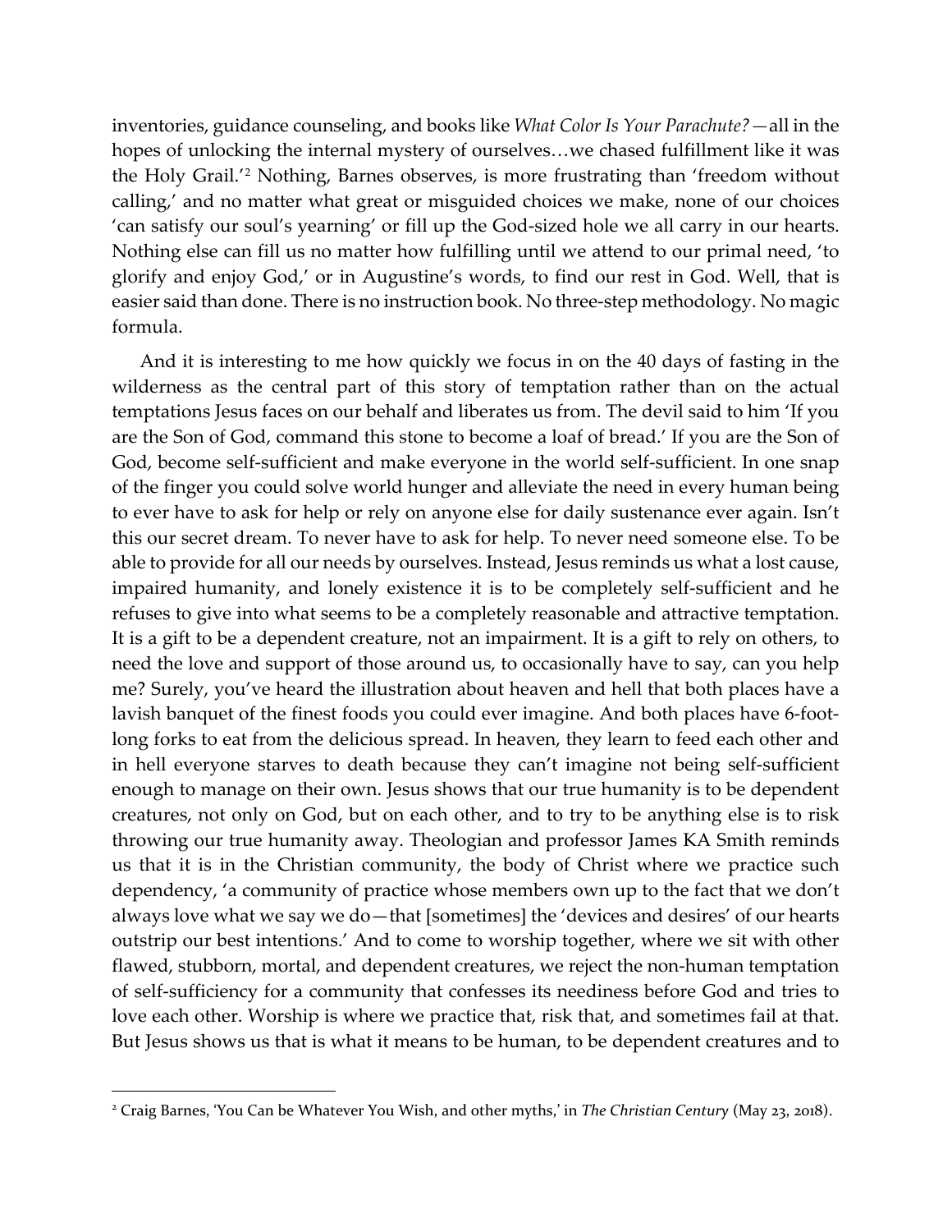inventories, guidance counseling, and books like *What Color Is Your Parachute?*—all in the hopes of unlocking the internal mystery of ourselves…we chased fulfillment like it was the Holy Grail.'[2] Nothing, Barnes observes, is more frustrating than 'freedom without calling,' and no matter what great or misguided choices we make, none of our choices 'can satisfy our soul's yearning' or fill up the God-sized hole we all carry in our hearts. Nothing else can fill us no matter how fulfilling until we attend to our primal need, 'to glorify and enjoy God,' or in Augustine's words, to find our rest in God. Well, that is easier said than done. There is no instruction book. No three-step methodology. No magic formula.

And it is interesting to me how quickly we focus in on the 40 days of fasting in the wilderness as the central part of this story of temptation rather than on the actual temptations Jesus faces on our behalf and liberates us from. The devil said to him 'If you are the Son of God, command this stone to become a loaf of bread.' If you are the Son of God, become self-sufficient and make everyone in the world self-sufficient. In one snap of the finger you could solve world hunger and alleviate the need in every human being to ever have to ask for help or rely on anyone else for daily sustenance ever again. Isn't this our secret dream. To never have to ask for help. To never need someone else. To be able to provide for all our needs by ourselves. Instead, Jesus reminds us what a lost cause, impaired humanity, and lonely existence it is to be completely self-sufficient and he refuses to give into what seems to be a completely reasonable and attractive temptation. It is a gift to be a dependent creature, not an impairment. It is a gift to rely on others, to need the love and support of those around us, to occasionally have to say, can you help me? Surely, you've heard the illustration about heaven and hell that both places have a lavish banquet of the finest foods you could ever imagine. And both places have 6-foot-long forks to eat from the delicious spread. In heaven, they learn to feed each other and in hell everyone starves to death because they can't imagine not being self-sufficient enough to manage on their own. Jesus shows that our true humanity is to be dependent creatures, not only on God, but on each other, and to try to be anything else is to risk throwing our true humanity away. Theologian and professor James KA Smith reminds us that it is in the Christian community, the body of Christ where we practice such dependency, 'a community of practice whose members own up to the fact that we don't always love what we say we do—that [sometimes] the 'devices and desires' of our hearts outstrip our best intentions.' And to come to worship together, where we sit with other flawed, stubborn, mortal, and dependent creatures, we reject the non-human temptation of self-sufficiency for a community that confesses its neediness before God and tries to love each other. Worship is where we practice that, risk that, and sometimes fail at that. But Jesus shows us that is what it means to be human, to be dependent creatures and to

---

[2] Craig Barnes, 'You Can be Whatever You Wish, and other myths,' in *The Christian Century* (May 23, 2018).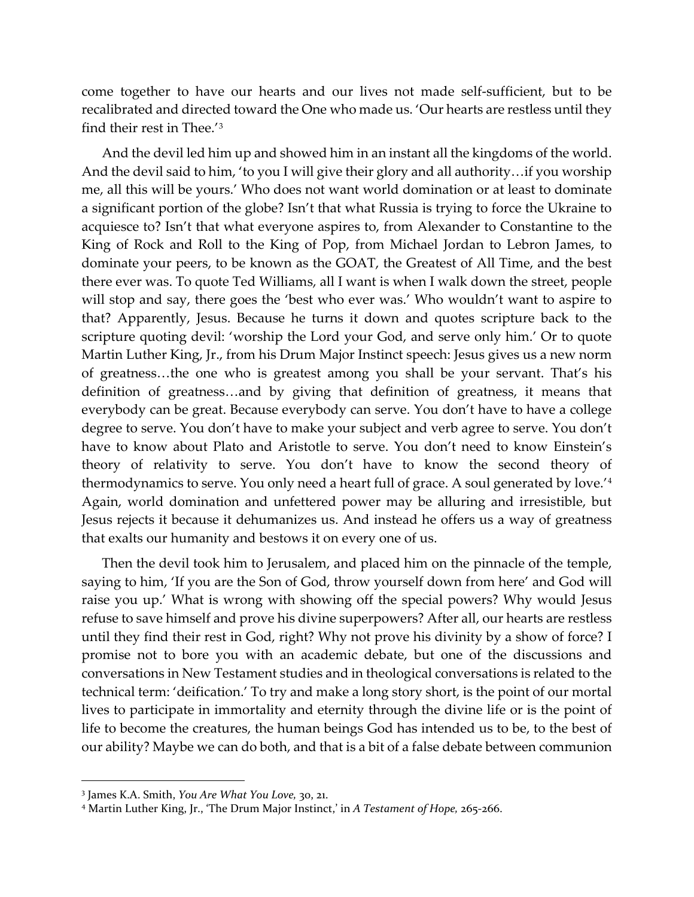come together to have our hearts and our lives not made self-sufficient, but to be recalibrated and directed toward the One who made us. 'Our hearts are restless until they find their rest in Thee.'[3]

And the devil led him up and showed him in an instant all the kingdoms of the world. And the devil said to him, 'to you I will give their glory and all authority…if you worship me, all this will be yours.' Who does not want world domination or at least to dominate a significant portion of the globe? Isn't that what Russia is trying to force the Ukraine to acquiesce to? Isn't that what everyone aspires to, from Alexander to Constantine to the King of Rock and Roll to the King of Pop, from Michael Jordan to Lebron James, to dominate your peers, to be known as the GOAT, the Greatest of All Time, and the best there ever was. To quote Ted Williams, all I want is when I walk down the street, people will stop and say, there goes the 'best who ever was.' Who wouldn't want to aspire to that? Apparently, Jesus. Because he turns it down and quotes scripture back to the scripture quoting devil: 'worship the Lord your God, and serve only him.' Or to quote Martin Luther King, Jr., from his Drum Major Instinct speech: Jesus gives us a new norm of greatness…the one who is greatest among you shall be your servant. That's his definition of greatness…and by giving that definition of greatness, it means that everybody can be great. Because everybody can serve. You don't have to have a college degree to serve. You don't have to make your subject and verb agree to serve. You don't have to know about Plato and Aristotle to serve. You don't need to know Einstein's theory of relativity to serve. You don't have to know the second theory of thermodynamics to serve. You only need a heart full of grace. A soul generated by love.'[4] Again, world domination and unfettered power may be alluring and irresistible, but Jesus rejects it because it dehumanizes us. And instead he offers us a way of greatness that exalts our humanity and bestows it on every one of us.

Then the devil took him to Jerusalem, and placed him on the pinnacle of the temple, saying to him, 'If you are the Son of God, throw yourself down from here' and God will raise you up.' What is wrong with showing off the special powers? Why would Jesus refuse to save himself and prove his divine superpowers? After all, our hearts are restless until they find their rest in God, right? Why not prove his divinity by a show of force? I promise not to bore you with an academic debate, but one of the discussions and conversations in New Testament studies and in theological conversations is related to the technical term: 'deification.' To try and make a long story short, is the point of our mortal lives to participate in immortality and eternity through the divine life or is the point of life to become the creatures, the human beings God has intended us to be, to the best of our ability? Maybe we can do both, and that is a bit of a false debate between communion

---

[3] James K.A. Smith, *You Are What You Love*, 30, 21.

[4] Martin Luther King, Jr., 'The Drum Major Instinct,' in *A Testament of Hope*, 265-266.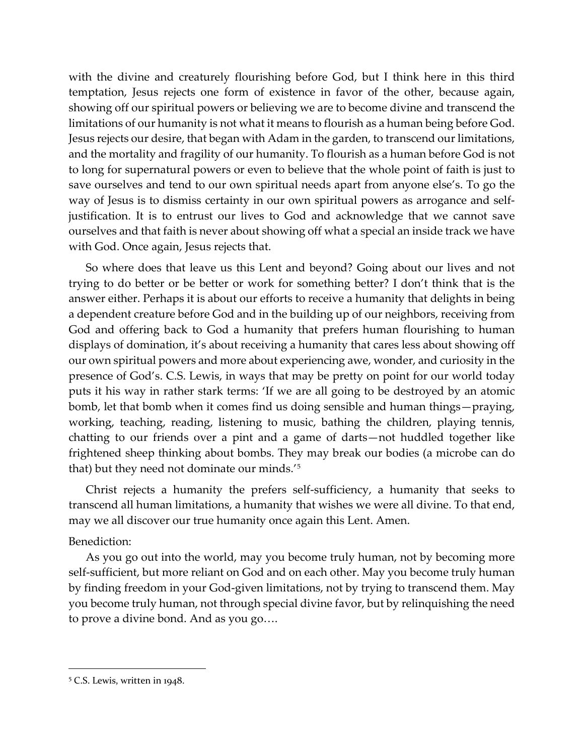with the divine and creaturely flourishing before God, but I think here in this third temptation, Jesus rejects one form of existence in favor of the other, because again, showing off our spiritual powers or believing we are to become divine and transcend the limitations of our humanity is not what it means to flourish as a human being before God. Jesus rejects our desire, that began with Adam in the garden, to transcend our limitations, and the mortality and fragility of our humanity. To flourish as a human before God is not to long for supernatural powers or even to believe that the whole point of faith is just to save ourselves and tend to our own spiritual needs apart from anyone else's. To go the way of Jesus is to dismiss certainty in our own spiritual powers as arrogance and self-justification. It is to entrust our lives to God and acknowledge that we cannot save ourselves and that faith is never about showing off what a special an inside track we have with God. Once again, Jesus rejects that.

So where does that leave us this Lent and beyond? Going about our lives and not trying to do better or be better or work for something better? I don't think that is the answer either. Perhaps it is about our efforts to receive a humanity that delights in being a dependent creature before God and in the building up of our neighbors, receiving from God and offering back to God a humanity that prefers human flourishing to human displays of domination, it's about receiving a humanity that cares less about showing off our own spiritual powers and more about experiencing awe, wonder, and curiosity in the presence of God's. C.S. Lewis, in ways that may be pretty on point for our world today puts it his way in rather stark terms: 'If we are all going to be destroyed by an atomic bomb, let that bomb when it comes find us doing sensible and human things—praying, working, teaching, reading, listening to music, bathing the children, playing tennis, chatting to our friends over a pint and a game of darts—not huddled together like frightened sheep thinking about bombs. They may break our bodies (a microbe can do that) but they need not dominate our minds.'[5]

Christ rejects a humanity the prefers self-sufficiency, a humanity that seeks to transcend all human limitations, a humanity that wishes we were all divine. To that end, may we all discover our true humanity once again this Lent. Amen.

Benediction:

As you go out into the world, may you become truly human, not by becoming more self-sufficient, but more reliant on God and on each other. May you become truly human by finding freedom in your God-given limitations, not by trying to transcend them. May you become truly human, not through special divine favor, but by relinquishing the need to prove a divine bond. And as you go….

---

[5] C.S. Lewis, written in 1948.